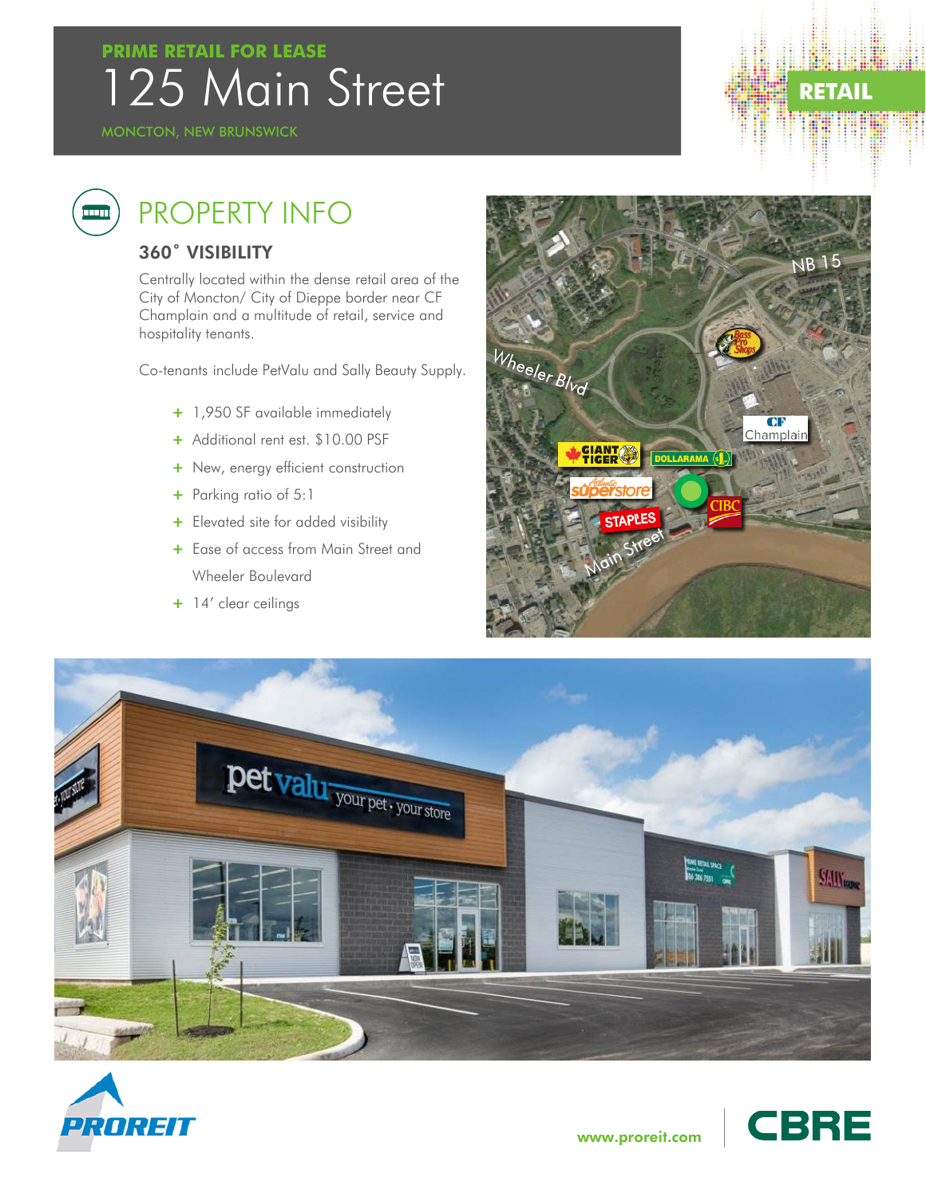**PRIME RETAIL FOR LEASE**

# 125 Main Street

MONCTON, NEW BRUNSWICK

RETAIL

## PROPERTY INFO

### 360˚ VISIBILITY

Centrally located within the dense retail area of the City of Moncton/ City of Dieppe border near CF Champlain and a multitude of retail, service and hospitality tenants.

Co-tenants include PetValu and Sally Beauty Supply.

- 1,950 SF available immediately
- Additional rent est. $10.00 PSF
- New, energy efficient construction
- Parking ratio of 5:1
- Elevated site for added visibility
- Ease of access from Main Street and Wheeler Boulevard
- 14' clear ceilings

www.proreit.com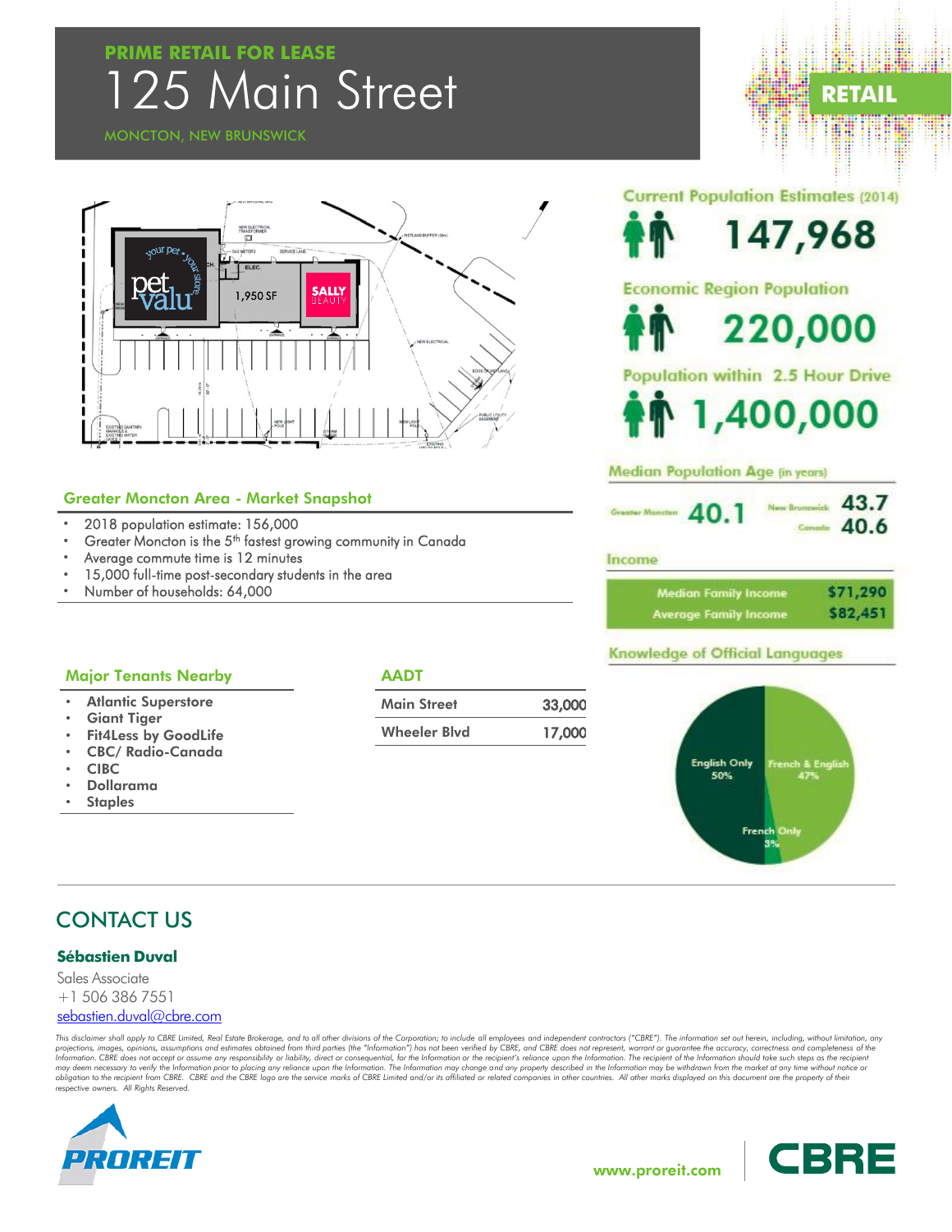**PRIME RETAIL FOR LEASE**

# 125 Main Street

MONCTON, NEW BRUNSWICK

RETAIL

1,950 SF

## Greater Moncton Area - Market Snapshot

- 2018 population estimate: 156,000
- Greater Moncton is the 5th fastest growing community in Canada
- Average commute time is 12 minutes
- 15,000 full-time post-secondary students in the area
- Number of households: 64,000

### Current Population Estimates (2014)

147,968

### Economic Region Population

220,000

### Population within 2.5 Hour Drive

1,400,000

### Median Population Age (in years)

Greater Moncton 40.1

New Brunswick 43.7

Canada 40.6

### Income

| | |
|---|---|
| Median Family Income | $71,290 |
| Average Family Income | $82,451 |

### Major Tenants Nearby

- Atlantic Superstore
- Giant Tiger
- Fit4Less by GoodLife
- CBC/ Radio-Canada
- CIBC
- Dollarama
- Staples

### AADT

| | |
|---|---|
| Main Street | 33,000 |
| Wheeler Blvd | 17,000 |

### Knowledge of Official Languages

English Only 50%

French & English 47%

French Only 3%

## CONTACT US

**Sébastien Duval**

Sales Associate

+1 506 386 7551

sebastien.duval@cbre.com

*This disclaimer shall apply to CBRE Limited, Real Estate Brokerage, and to all other divisions of the Corporation; to include all employees and independent contractors ("CBRE"). The information set out herein, including, without limitation, any projections, images, opinions, assumptions and estimates obtained from third parties (the "Information") has not been verified by CBRE, and CBRE does not represent, warrant or guarantee the accuracy, correctness and completeness of the Information. CBRE does not accept or assume any responsibility or liability, direct or consequential, for the Information or the recipient's reliance upon the Information. The recipient of the Information should take such steps as the recipient may deem necessary to verify the Information prior to placing any reliance upon the Information. The Information may change and any property described in the Information may be withdrawn from the market at any time without notice or obligation to the recipient from CBRE. CBRE and the CBRE logo are the service marks of CBRE Limited and/or its affiliated or related companies in other countries. All other marks displayed on this document are the property of their respective owners. All Rights Reserved.*

PROREIT

www.proreit.com

CBRE